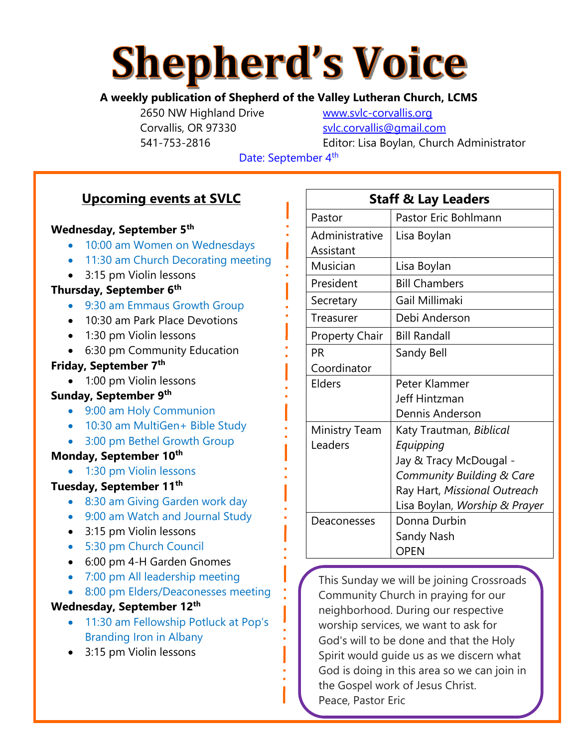# Shepherd's Voice

**A weekly publication of Shepherd of the Valley Lutheran Church, LCMS**

2650 NW Highland Drive
Corvallis, OR 97330
541-753-2816

www.svlc-corvallis.org
svlc.corvallis@gmail.com
Editor: Lisa Boylan, Church Administrator

Date: September 4th

## Upcoming events at SVLC

**Wednesday, September 5th**
- 10:00 am Women on Wednesdays
- 11:30 am Church Decorating meeting
- 3:15 pm Violin lessons

**Thursday, September 6th**
- 9:30 am Emmaus Growth Group
- 10:30 am Park Place Devotions
- 1:30 pm Violin lessons
- 6:30 pm Community Education

**Friday, September 7th**
- 1:00 pm Violin lessons

**Sunday, September 9th**
- 9:00 am Holy Communion
- 10:30 am MultiGen+ Bible Study
- 3:00 pm Bethel Growth Group

**Monday, September 10th**
- 1:30 pm Violin lessons

**Tuesday, September 11th**
- 8:30 am Giving Garden work day
- 9:00 am Watch and Journal Study
- 3:15 pm Violin lessons
- 5:30 pm Church Council
- 6:00 pm 4-H Garden Gnomes
- 7:00 pm All leadership meeting
- 8:00 pm Elders/Deaconesses meeting

**Wednesday, September 12th**
- 11:30 am Fellowship Potluck at Pop's Branding Iron in Albany
- 3:15 pm Violin lessons

| Staff & Lay Leaders | |
|---|---|
| Pastor | Pastor Eric Bohlmann |
| Administrative Assistant | Lisa Boylan |
| Musician | Lisa Boylan |
| President | Bill Chambers |
| Secretary | Gail Millimaki |
| Treasurer | Debi Anderson |
| Property Chair | Bill Randall |
| PR Coordinator | Sandy Bell |
| Elders | Peter Klammer<br>Jeff Hintzman<br>Dennis Anderson |
| Ministry Team Leaders | Katy Trautman, *Biblical Equipping*<br>Jay & Tracy McDougal - *Community Building & Care*<br>Ray Hart, *Missional Outreach*<br>Lisa Boylan, *Worship & Prayer* |
| Deaconesses | Donna Durbin<br>Sandy Nash<br>OPEN |

This Sunday we will be joining Crossroads Community Church in praying for our neighborhood. During our respective worship services, we want to ask for God's will to be done and that the Holy Spirit would guide us as we discern what God is doing in this area so we can join in the Gospel work of Jesus Christ.
Peace, Pastor Eric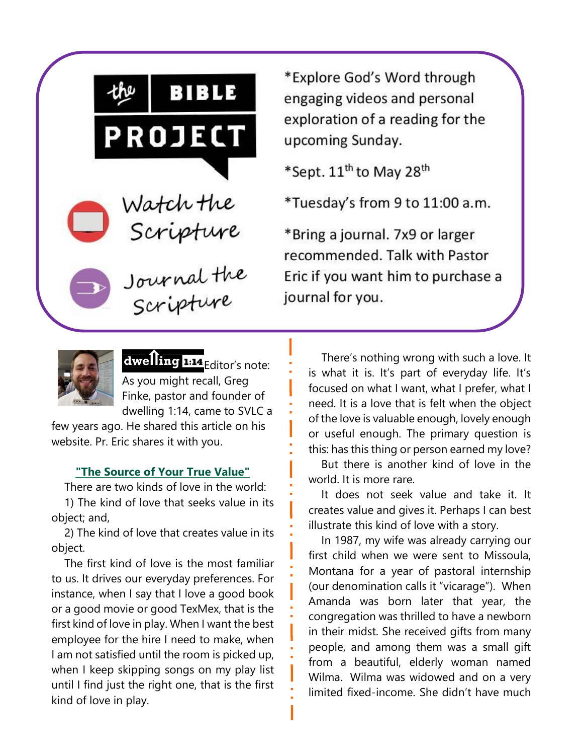the BIBLE PROJECT

Watch the Scripture

Journal the Scripture

*Explore God's Word through engaging videos and personal exploration of a reading for the upcoming Sunday.

*Sept. 11th to May 28th

*Tuesday's from 9 to 11:00 a.m.

*Bring a journal. 7x9 or larger recommended. Talk with Pastor Eric if you want him to purchase a journal for you.

dwelling 1:14 Editor's note: As you might recall, Greg Finke, pastor and founder of dwelling 1:14, came to SVLC a few years ago. He shared this article on his website. Pr. Eric shares it with you.

## "The Source of Your True Value"

There are two kinds of love in the world:

1) The kind of love that seeks value in its object; and,

2) The kind of love that creates value in its object.

The first kind of love is the most familiar to us. It drives our everyday preferences. For instance, when I say that I love a good book or a good movie or good TexMex, that is the first kind of love in play. When I want the best employee for the hire I need to make, when I am not satisfied until the room is picked up, when I keep skipping songs on my play list until I find just the right one, that is the first kind of love in play.

There's nothing wrong with such a love. It is what it is. It's part of everyday life. It's focused on what I want, what I prefer, what I need. It is a love that is felt when the object of the love is valuable enough, lovely enough or useful enough. The primary question is this: has this thing or person earned my love?

But there is another kind of love in the world. It is more rare.

It does not seek value and take it. It creates value and gives it. Perhaps I can best illustrate this kind of love with a story.

In 1987, my wife was already carrying our first child when we were sent to Missoula, Montana for a year of pastoral internship (our denomination calls it "vicarage"). When Amanda was born later that year, the congregation was thrilled to have a newborn in their midst. She received gifts from many people, and among them was a small gift from a beautiful, elderly woman named Wilma. Wilma was widowed and on a very limited fixed-income. She didn't have much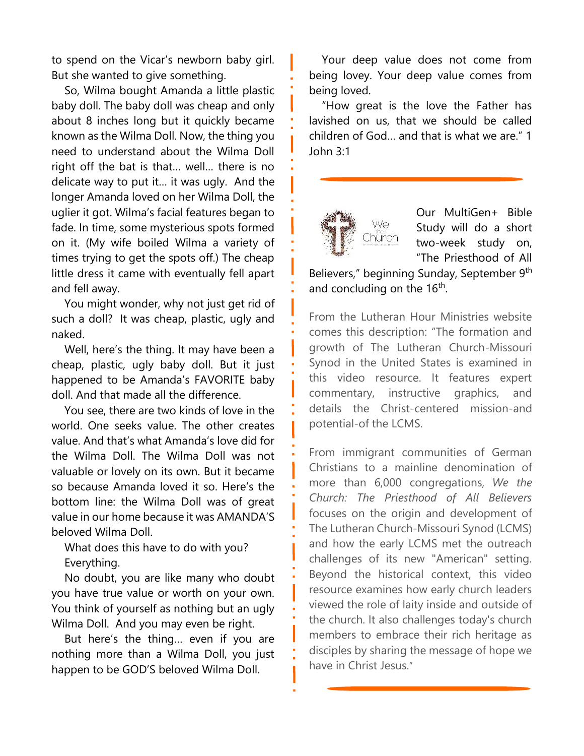to spend on the Vicar's newborn baby girl. But she wanted to give something.

So, Wilma bought Amanda a little plastic baby doll. The baby doll was cheap and only about 8 inches long but it quickly became known as the Wilma Doll. Now, the thing you need to understand about the Wilma Doll right off the bat is that... well... there is no delicate way to put it... it was ugly. And the longer Amanda loved on her Wilma Doll, the uglier it got. Wilma's facial features began to fade. In time, some mysterious spots formed on it. (My wife boiled Wilma a variety of times trying to get the spots off.) The cheap little dress it came with eventually fell apart and fell away.

You might wonder, why not just get rid of such a doll? It was cheap, plastic, ugly and naked.

Well, here's the thing. It may have been a cheap, plastic, ugly baby doll. But it just happened to be Amanda's FAVORITE baby doll. And that made all the difference.

You see, there are two kinds of love in the world. One seeks value. The other creates value. And that's what Amanda's love did for the Wilma Doll. The Wilma Doll was not valuable or lovely on its own. But it became so because Amanda loved it so. Here's the bottom line: the Wilma Doll was of great value in our home because it was AMANDA'S beloved Wilma Doll.

What does this have to do with you?

Everything.

No doubt, you are like many who doubt you have true value or worth on your own. You think of yourself as nothing but an ugly Wilma Doll. And you may even be right.

But here's the thing... even if you are nothing more than a Wilma Doll, you just happen to be GOD'S beloved Wilma Doll.

Your deep value does not come from being lovey. Your deep value comes from being loved.

"How great is the love the Father has lavished on us, that we should be called children of God... and that is what we are." 1 John 3:1

---

We the Church

Our MultiGen+ Bible Study will do a short two-week study on, "The Priesthood of All Believers," beginning Sunday, September 9th and concluding on the 16th.

From the Lutheran Hour Ministries website comes this description: "The formation and growth of The Lutheran Church-Missouri Synod in the United States is examined in this video resource. It features expert commentary, instructive graphics, and details the Christ-centered mission-and potential-of the LCMS.

From immigrant communities of German Christians to a mainline denomination of more than 6,000 congregations, *We the Church: The Priesthood of All Believers* focuses on the origin and development of The Lutheran Church-Missouri Synod (LCMS) and how the early LCMS met the outreach challenges of its new "American" setting. Beyond the historical context, this video resource examines how early church leaders viewed the role of laity inside and outside of the church. It also challenges today's church members to embrace their rich heritage as disciples by sharing the message of hope we have in Christ Jesus."

---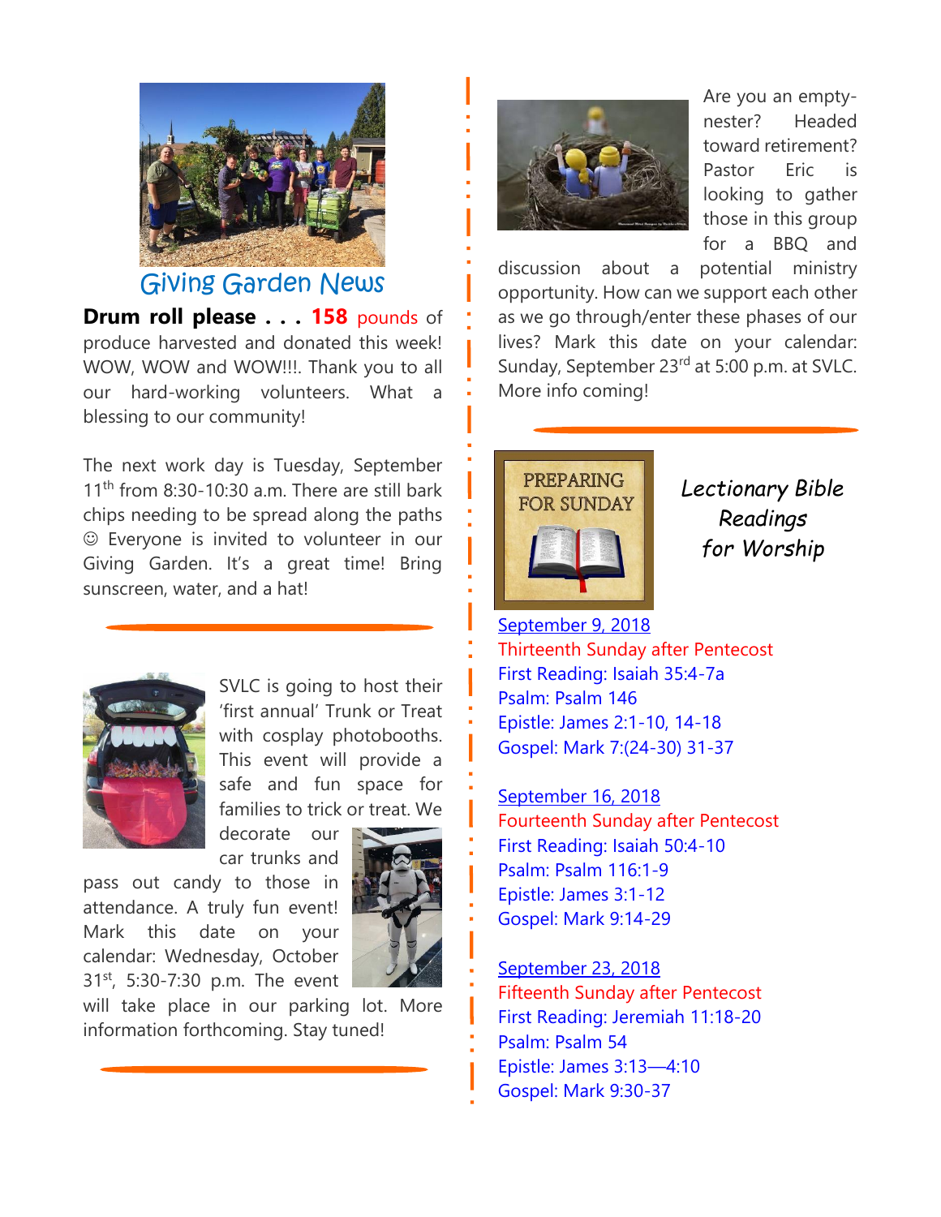## Giving Garden News

**Drum roll please . . . 158** pounds of produce harvested and donated this week! WOW, WOW and WOW!!!. Thank you to all our hard-working volunteers. What a blessing to our community!

The next work day is Tuesday, September 11th from 8:30-10:30 a.m. There are still bark chips needing to be spread along the paths ☺ Everyone is invited to volunteer in our Giving Garden. It's a great time! Bring sunscreen, water, and a hat!

SVLC is going to host their 'first annual' Trunk or Treat with cosplay photobooths. This event will provide a safe and fun space for families to trick or treat. We decorate our car trunks and pass out candy to those in attendance. A truly fun event! Mark this date on your calendar: Wednesday, October 31st, 5:30-7:30 p.m. The event will take place in our parking lot. More information forthcoming. Stay tuned!

Are you an empty-nester? Headed toward retirement? Pastor Eric is looking to gather those in this group for a BBQ and discussion about a potential ministry opportunity. How can we support each other as we go through/enter these phases of our lives? Mark this date on your calendar: Sunday, September 23rd at 5:00 p.m. at SVLC. More info coming!

PREPARING FOR SUNDAY

*Lectionary Bible Readings for Worship*

September 9, 2018
Thirteenth Sunday after Pentecost
First Reading: Isaiah 35:4-7a
Psalm: Psalm 146
Epistle: James 2:1-10, 14-18
Gospel: Mark 7:(24-30) 31-37

September 16, 2018
Fourteenth Sunday after Pentecost
First Reading: Isaiah 50:4-10
Psalm: Psalm 116:1-9
Epistle: James 3:1-12
Gospel: Mark 9:14-29

September 23, 2018
Fifteenth Sunday after Pentecost
First Reading: Jeremiah 11:18-20
Psalm: Psalm 54
Epistle: James 3:13—4:10
Gospel: Mark 9:30-37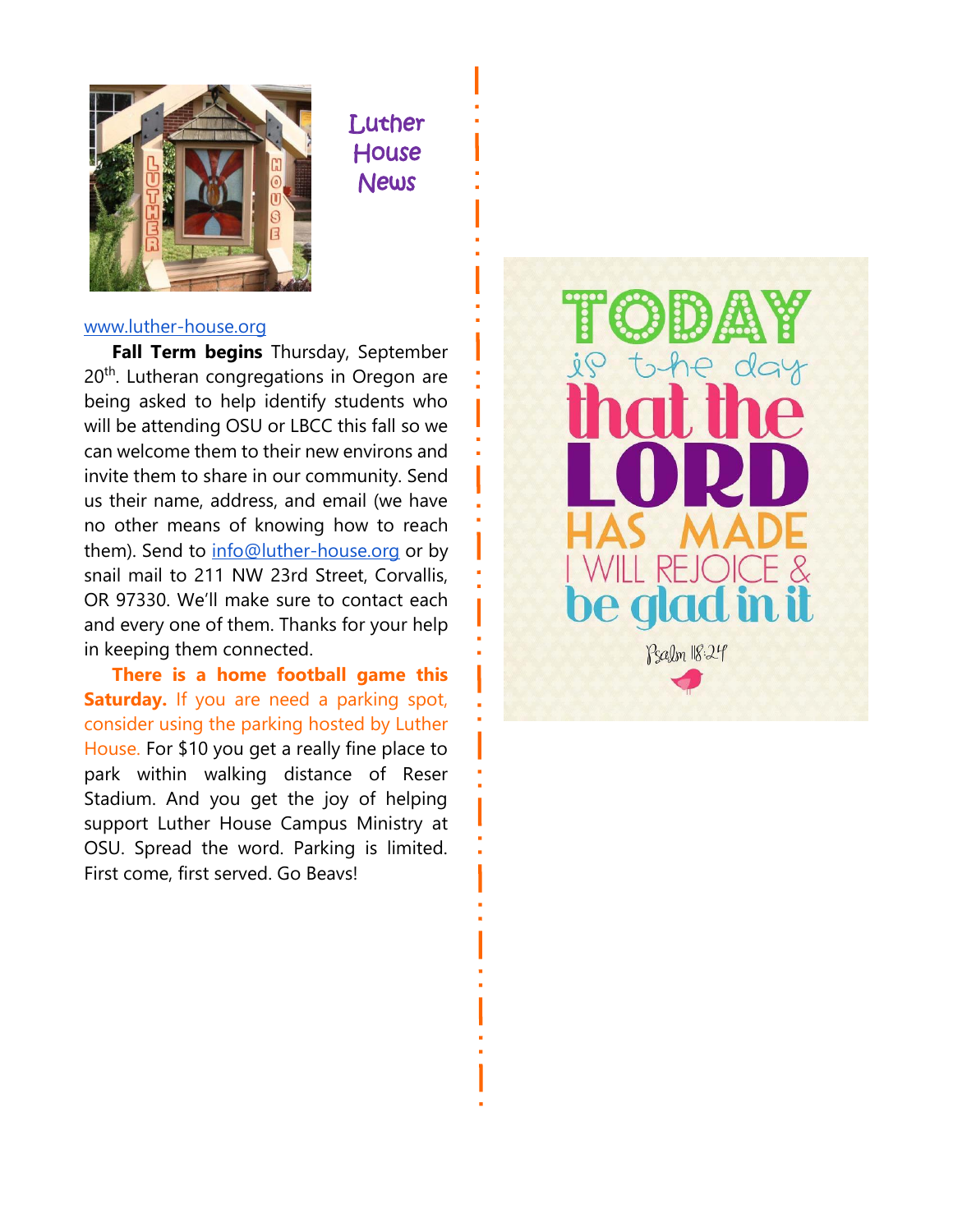# Luther House News

www.luther-house.org

**Fall Term begins** Thursday, September 20th. Lutheran congregations in Oregon are being asked to help identify students who will be attending OSU or LBCC this fall so we can welcome them to their new environs and invite them to share in our community. Send us their name, address, and email (we have no other means of knowing how to reach them). Send to info@luther-house.org or by snail mail to 211 NW 23rd Street, Corvallis, OR 97330. We'll make sure to contact each and every one of them. Thanks for your help in keeping them connected.

**There is a home football game this Saturday.** If you are need a parking spot, consider using the parking hosted by Luther House. For $10 you get a really fine place to park within walking distance of Reser Stadium. And you get the joy of helping support Luther House Campus Ministry at OSU. Spread the word. Parking is limited. First come, first served. Go Beavs!

TODAY is the day that the LORD HAS MADE I WILL REJOICE & be glad in it

Psalm 118:24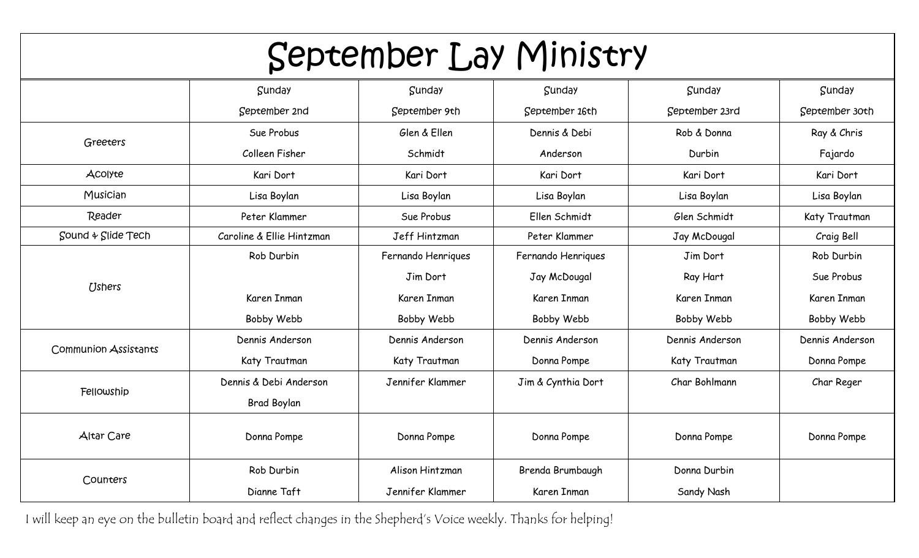# September Lay Ministry

| | Sunday September 2nd | Sunday September 9th | Sunday September 16th | Sunday September 23rd | Sunday September 30th |
|---|---|---|---|---|---|
| Greeters | Sue Probus<br>Colleen Fisher | Glen & Ellen<br>Schmidt | Dennis & Debi<br>Anderson | Rob & Donna<br>Durbin | Ray & Chris<br>Fajardo |
| Acolyte | Kari Dort | Kari Dort | Kari Dort | Kari Dort | Kari Dort |
| Musician | Lisa Boylan | Lisa Boylan | Lisa Boylan | Lisa Boylan | Lisa Boylan |
| Reader | Peter Klammer | Sue Probus | Ellen Schmidt | Glen Schmidt | Katy Trautman |
| Sound & Slide Tech | Caroline & Ellie Hintzman | Jeff Hintzman | Peter Klammer | Jay McDougal | Craig Bell |
| Ushers | Rob Durbin<br><br>Karen Inman<br>Bobby Webb | Fernando Henriques<br>Jim Dort<br>Karen Inman<br>Bobby Webb | Fernando Henriques<br>Jay McDougal<br>Karen Inman<br>Bobby Webb | Jim Dort<br>Ray Hart<br>Karen Inman<br>Bobby Webb | Rob Durbin<br>Sue Probus<br>Karen Inman<br>Bobby Webb |
| Communion Assistants | Dennis Anderson<br>Katy Trautman | Dennis Anderson<br>Katy Trautman | Dennis Anderson<br>Donna Pompe | Dennis Anderson<br>Katy Trautman | Dennis Anderson<br>Donna Pompe |
| Fellowship | Dennis & Debi Anderson<br>Brad Boylan | Jennifer Klammer | Jim & Cynthia Dort | Char Bohlmann | Char Reger |
| Altar Care | Donna Pompe | Donna Pompe | Donna Pompe | Donna Pompe | Donna Pompe |
| Counters | Rob Durbin<br>Dianne Taft | Alison Hintzman<br>Jennifer Klammer | Brenda Brumbaugh<br>Karen Inman | Donna Durbin<br>Sandy Nash | |

I will keep an eye on the bulletin board and reflect changes in the Shepherd's Voice weekly. Thanks for helping!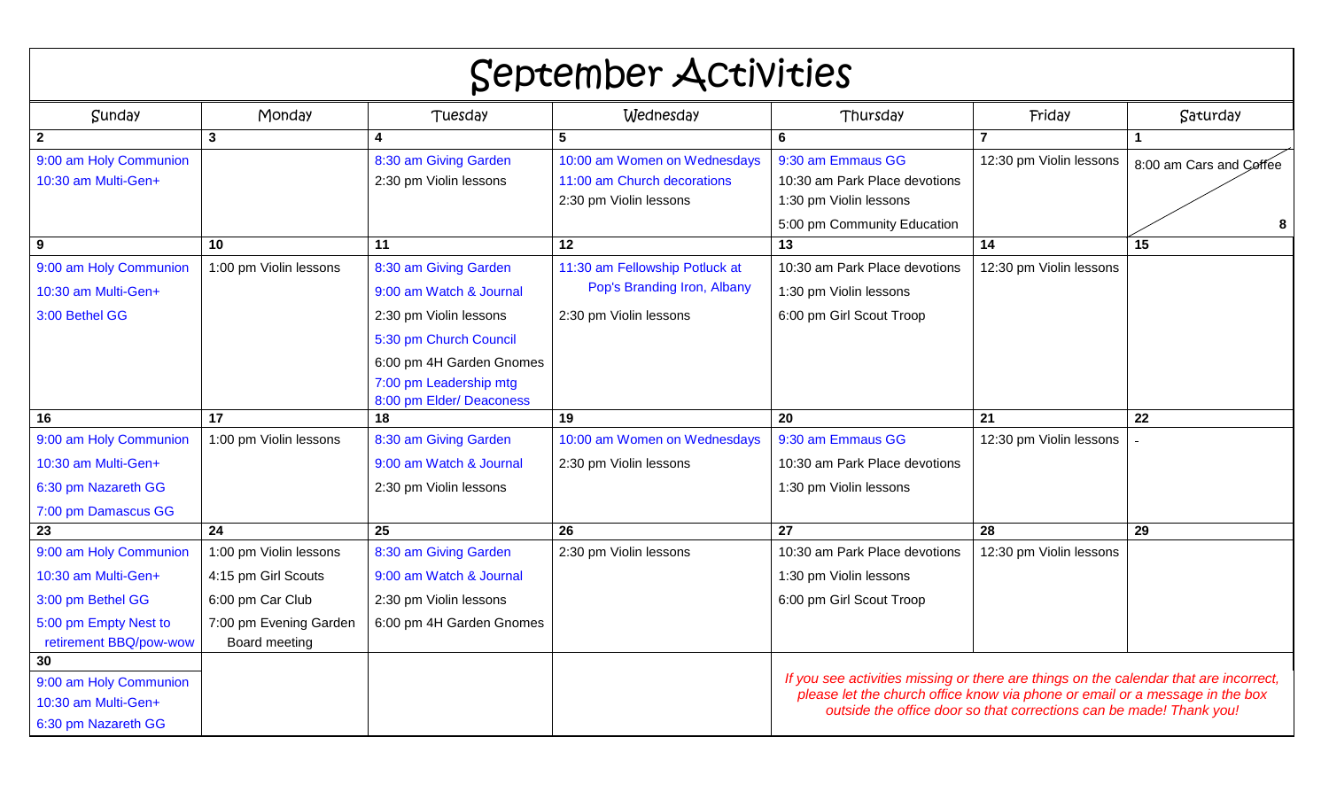# September Activities

| Sunday | Monday | Tuesday | Wednesday | Thursday | Friday | Saturday |
|---|---|---|---|---|---|---|
| **2** | **3** | **4** | **5** | **6** | **7** | **1** |
| 9:00 am Holy Communion<br>10:30 am Multi-Gen+ | | 8:30 am Giving Garden<br>2:30 pm Violin lessons | 10:00 am Women on Wednesdays<br>11:00 am Church decorations<br>2:30 pm Violin lessons | 9:30 am Emmaus GG<br>10:30 am Park Place devotions<br>1:30 pm Violin lessons<br>5:00 pm Community Education | 12:30 pm Violin lessons | 8:00 am Cars and Coffee<br>**8** |
| **9** | **10** | **11** | **12** | **13** | **14** | **15** |
| 9:00 am Holy Communion<br>10:30 am Multi-Gen+<br>3:00 Bethel GG | 1:00 pm Violin lessons | 8:30 am Giving Garden<br>9:00 am Watch & Journal<br>2:30 pm Violin lessons<br>5:30 pm Church Council<br>6:00 pm 4H Garden Gnomes<br>7:00 pm Leadership mtg<br>8:00 pm Elder/ Deaconess | 11:30 am Fellowship Potluck at Pop's Branding Iron, Albany<br>2:30 pm Violin lessons | 10:30 am Park Place devotions<br>1:30 pm Violin lessons<br>6:00 pm Girl Scout Troop | 12:30 pm Violin lessons | |
| **16** | **17** | **18** | **19** | **20** | **21** | **22** |
| 9:00 am Holy Communion<br>10:30 am Multi-Gen+<br>6:30 pm Nazareth GG<br>7:00 pm Damascus GG | 1:00 pm Violin lessons | 8:30 am Giving Garden<br>9:00 am Watch & Journal<br>2:30 pm Violin lessons | 10:00 am Women on Wednesdays<br>2:30 pm Violin lessons | 9:30 am Emmaus GG<br>10:30 am Park Place devotions<br>1:30 pm Violin lessons | 12:30 pm Violin lessons | - |
| **23** | **24** | **25** | **26** | **27** | **28** | **29** |
| 9:00 am Holy Communion<br>10:30 am Multi-Gen+<br>3:00 pm Bethel GG<br>5:00 pm Empty Nest to retirement BBQ/pow-wow | 1:00 pm Violin lessons<br>4:15 pm Girl Scouts<br>6:00 pm Car Club<br>7:00 pm Evening Garden Board meeting | 8:30 am Giving Garden<br>9:00 am Watch & Journal<br>2:30 pm Violin lessons<br>6:00 pm 4H Garden Gnomes | 2:30 pm Violin lessons | 10:30 am Park Place devotions<br>1:30 pm Violin lessons<br>6:00 pm Girl Scout Troop | 12:30 pm Violin lessons | |
| **30** | | | | | | |
| 9:00 am Holy Communion<br>10:30 am Multi-Gen+<br>6:30 pm Nazareth GG | | | | | | |

*If you see activities missing or there are things on the calendar that are incorrect, please let the church office know via phone or email or a message in the box outside the office door so that corrections can be made! Thank you!*